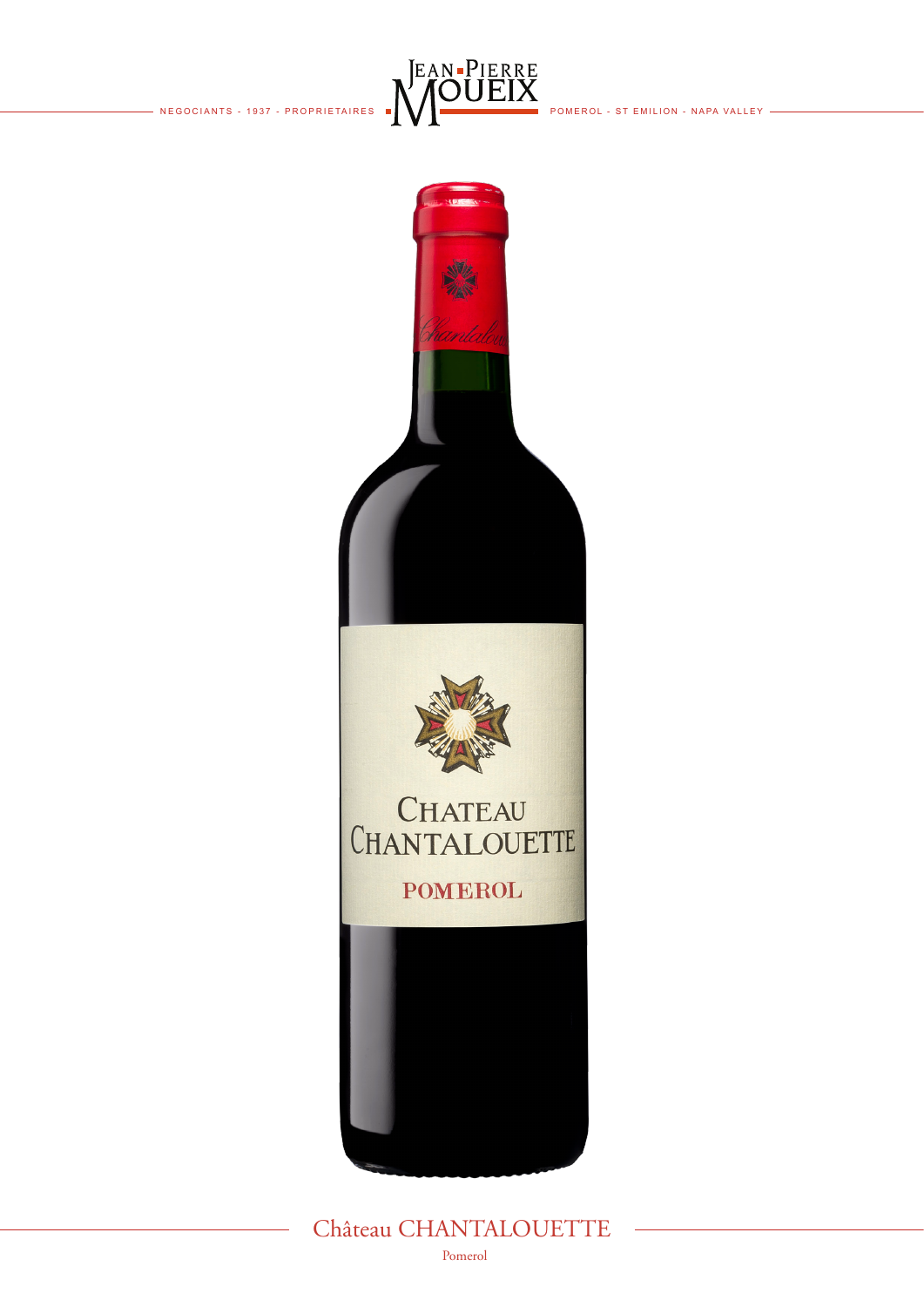JEAN-PIERRE MOUEIX

NEGOCIANTS - 1937 - PROPRIETAIRES POMEROL - ST EMILION - NAPA VALLEY

# Château CHANTALOUETTE

Pomerol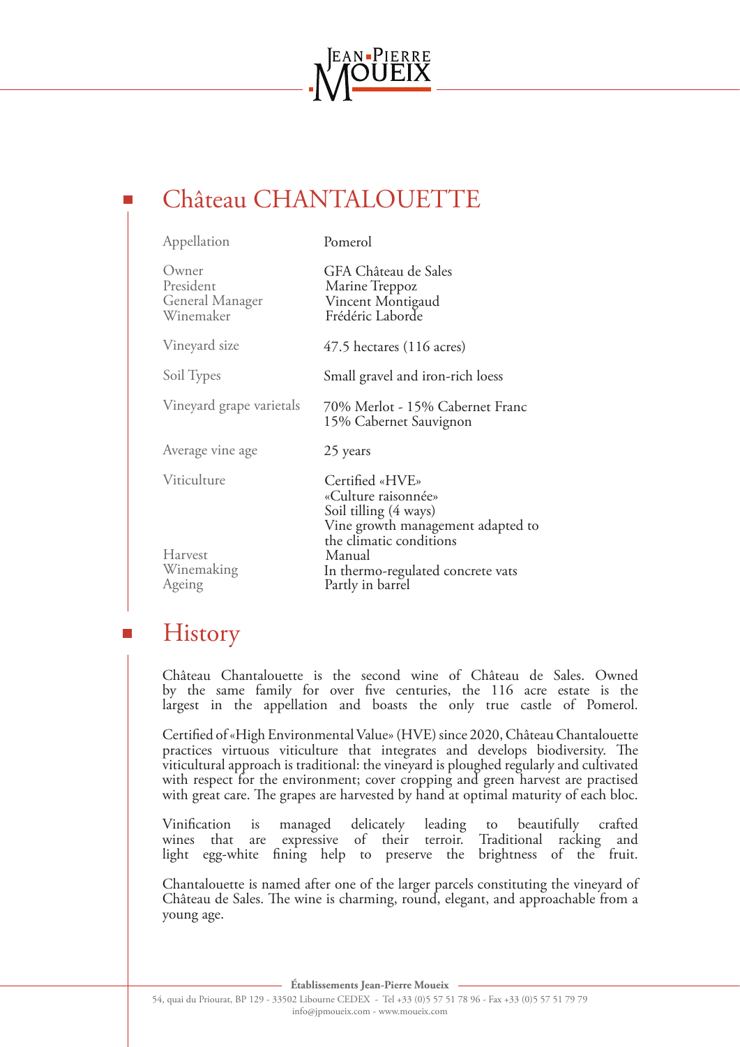JEAN-PIERRE MOUEIX

# Château CHANTALOUETTE

| | |
|---|---|
| Appellation | Pomerol |
| Owner | GFA Château de Sales |
| President | Marine Treppoz |
| General Manager | Vincent Montigaud |
| Winemaker | Frédéric Laborde |
| Vineyard size | 47.5 hectares (116 acres) |
| Soil Types | Small gravel and iron-rich loess |
| Vineyard grape varietals | 70% Merlot - 15% Cabernet Franc<br>15% Cabernet Sauvignon |
| Average vine age | 25 years |
| Viticulture | Certified «HVE»<br>«Culture raisonnée»<br>Soil tilling (4 ways)<br>Vine growth management adapted to the climatic conditions |
| Harvest | Manual |
| Winemaking | In thermo-regulated concrete vats |
| Ageing | Partly in barrel |

# History

Château Chantalouette is the second wine of Château de Sales. Owned by the same family for over five centuries, the 116 acre estate is the largest in the appellation and boasts the only true castle of Pomerol.

Certified of «High Environmental Value» (HVE) since 2020, Château Chantalouette practices virtuous viticulture that integrates and develops biodiversity. The viticultural approach is traditional: the vineyard is ploughed regularly and cultivated with respect for the environment; cover cropping and green harvest are practised with great care. The grapes are harvested by hand at optimal maturity of each bloc.

Vinification is managed delicately leading to beautifully crafted wines that are expressive of their terroir. Traditional racking and light egg-white fining help to preserve the brightness of the fruit.

Chantalouette is named after one of the larger parcels constituting the vineyard of Château de Sales. The wine is charming, round, elegant, and approachable from a young age.

**Établissements Jean-Pierre Moueix**

54, quai du Priourat, BP 129 - 33502 Libourne CEDEX - Tel +33 (0)5 57 51 78 96 - Fax +33 (0)5 57 51 79 79
info@jpmoueix.com - www.moueix.com